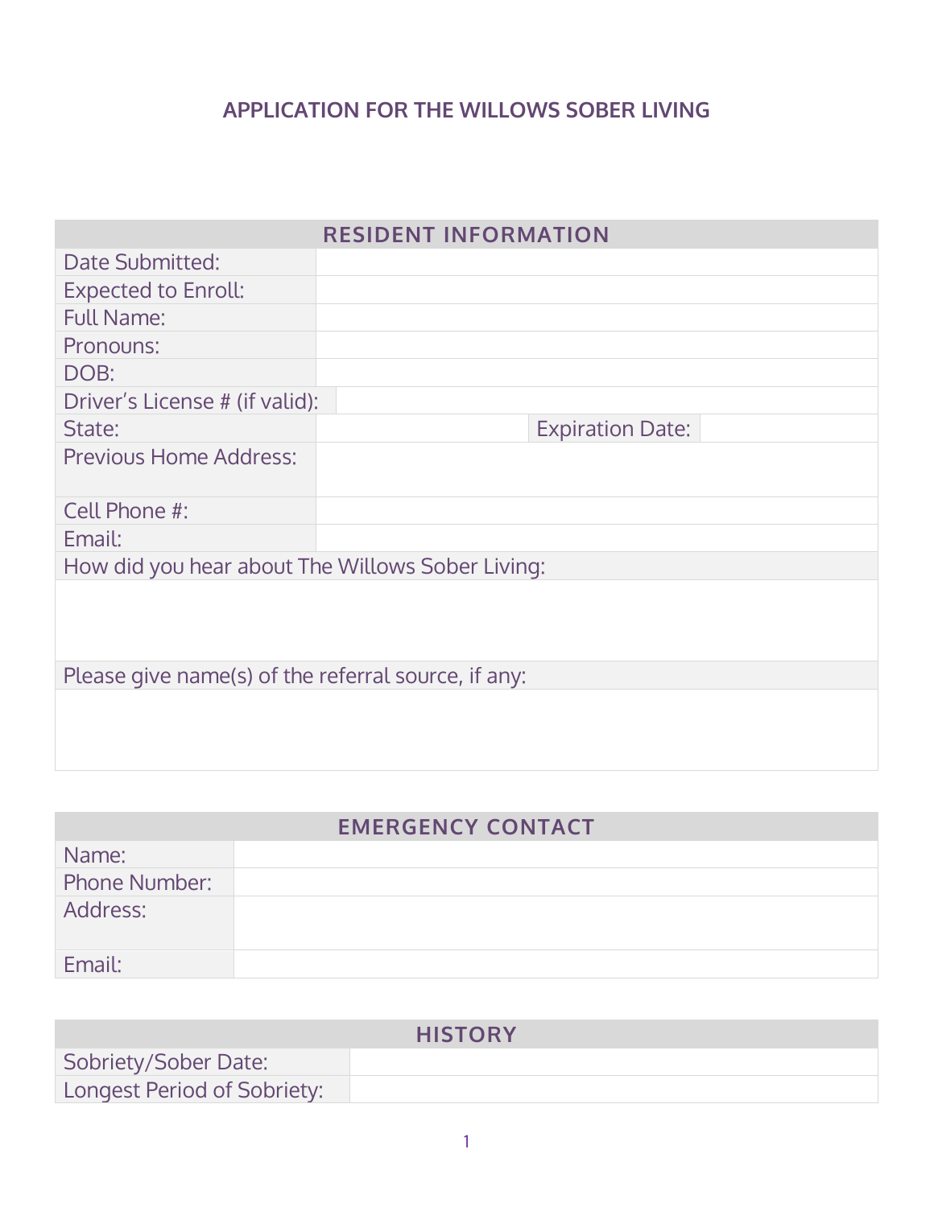# APPLICATION FOR THE WILLOWS SOBER LIVING

| RESIDENT INFORMATION | | | |
|---|---|---|---|
| Date Submitted: | | | |
| Expected to Enroll: | | | |
| Full Name: | | | |
| Pronouns: | | | |
| DOB: | | | |
| Driver's License # (if valid): | | | |
| State: | | Expiration Date: | |
| Previous Home Address: | | | |
| Cell Phone #: | | | |
| Email: | | | |
| How did you hear about The Willows Sober Living: | | | |
| | | | |
| Please give name(s) of the referral source, if any: | | | |
| | | | |

| EMERGENCY CONTACT | |
|---|---|
| Name: | |
| Phone Number: | |
| Address: | |
| Email: | |

| HISTORY | |
|---|---|
| Sobriety/Sober Date: | |
| Longest Period of Sobriety: | |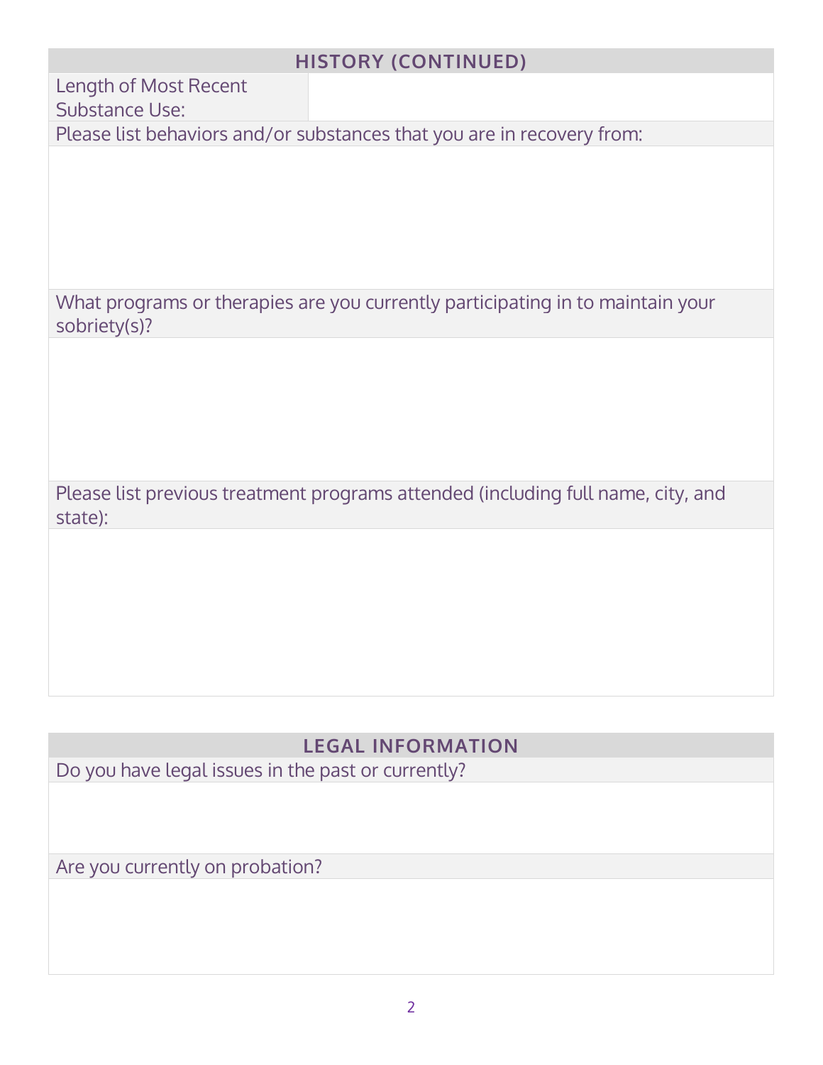## HISTORY (CONTINUED)

| Length of Most Recent Substance Use: | |
|---|---|

Please list behaviors and/or substances that you are in recovery from:

What programs or therapies are you currently participating in to maintain your sobriety(s)?

Please list previous treatment programs attended (including full name, city, and state):

## LEGAL INFORMATION

Do you have legal issues in the past or currently?

Are you currently on probation?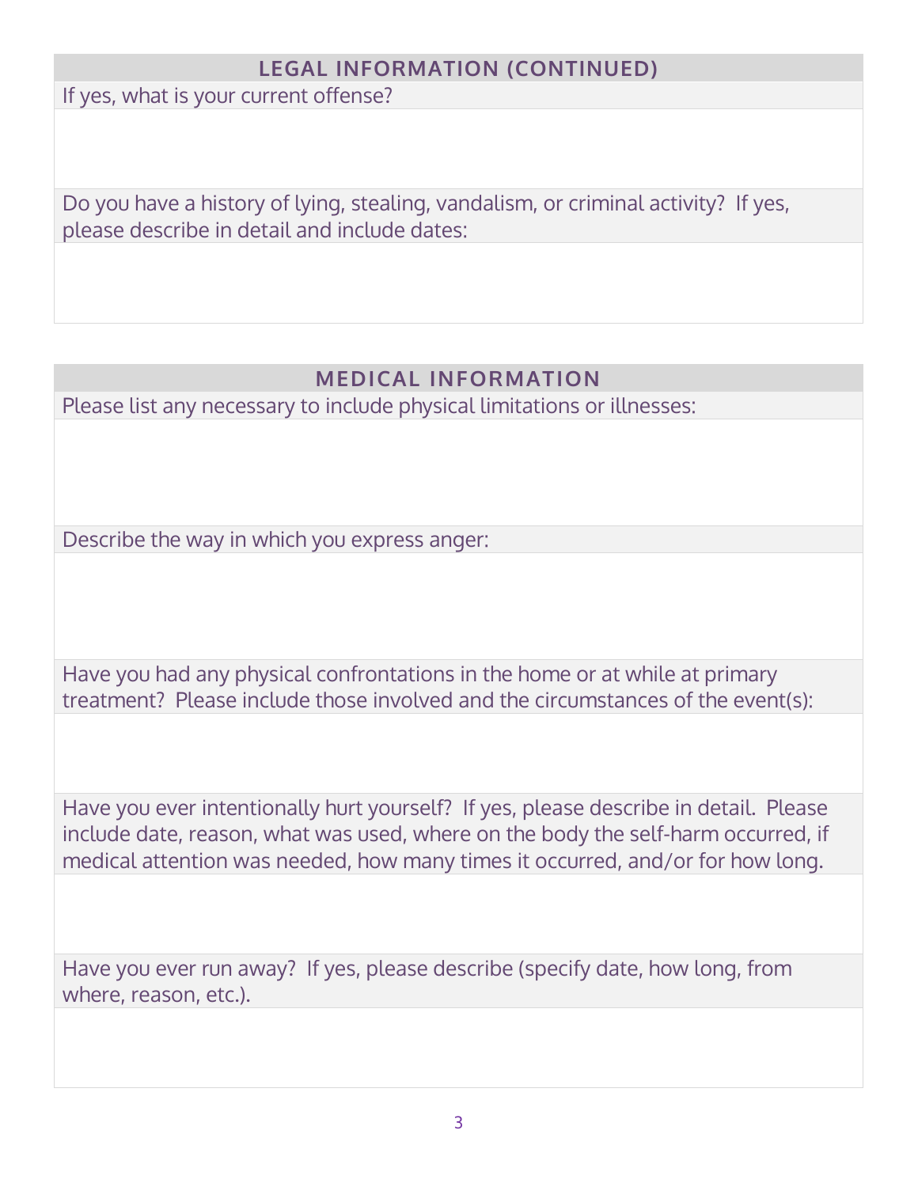## LEGAL INFORMATION (CONTINUED)

If yes, what is your current offense?

Do you have a history of lying, stealing, vandalism, or criminal activity? If yes, please describe in detail and include dates:

## MEDICAL INFORMATION

Please list any necessary to include physical limitations or illnesses:

Describe the way in which you express anger:

Have you had any physical confrontations in the home or at while at primary treatment? Please include those involved and the circumstances of the event(s):

Have you ever intentionally hurt yourself? If yes, please describe in detail. Please include date, reason, what was used, where on the body the self-harm occurred, if medical attention was needed, how many times it occurred, and/or for how long.

Have you ever run away? If yes, please describe (specify date, how long, from where, reason, etc.).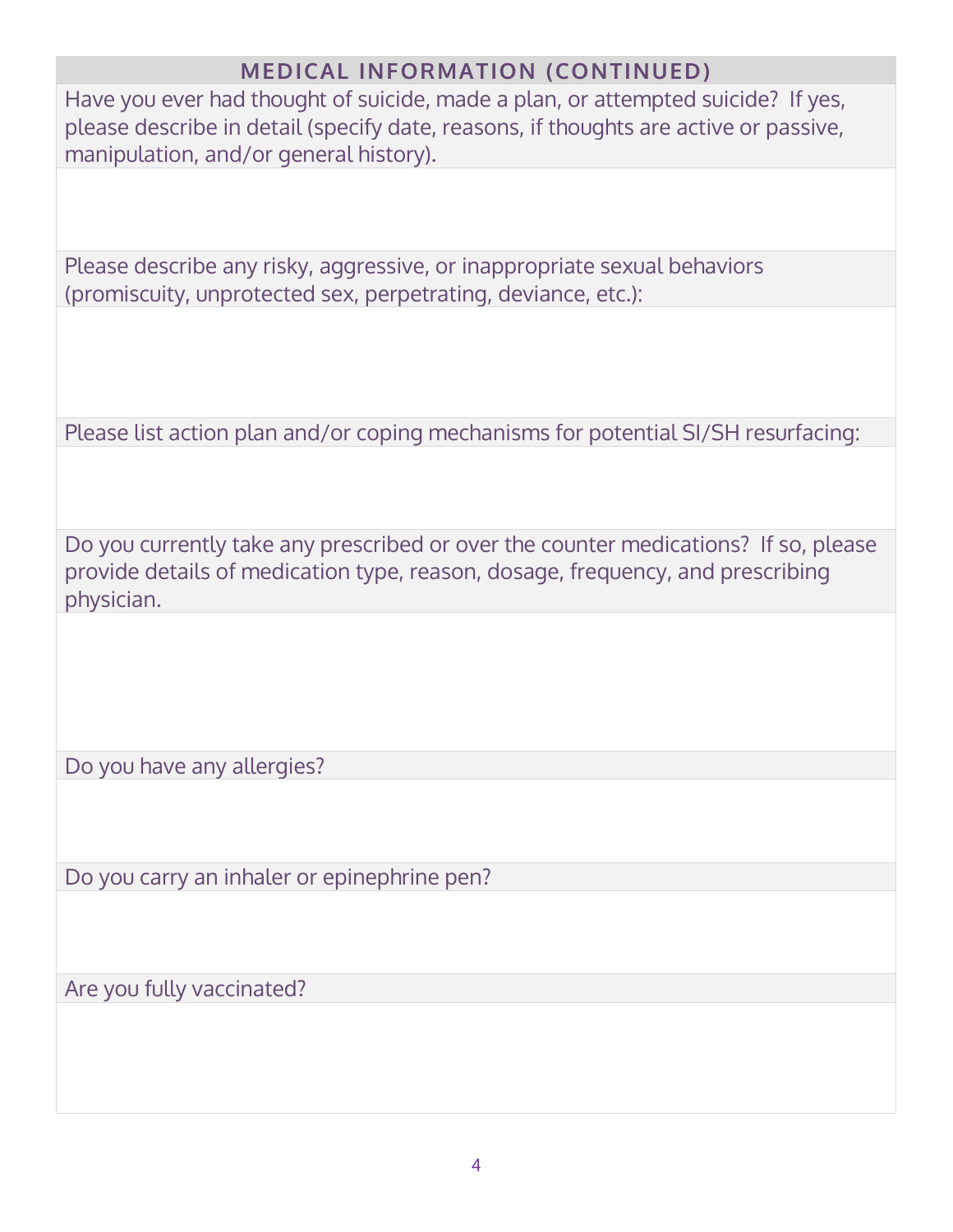## MEDICAL INFORMATION (CONTINUED)

Have you ever had thought of suicide, made a plan, or attempted suicide? If yes, please describe in detail (specify date, reasons, if thoughts are active or passive, manipulation, and/or general history).

Please describe any risky, aggressive, or inappropriate sexual behaviors (promiscuity, unprotected sex, perpetrating, deviance, etc.):

Please list action plan and/or coping mechanisms for potential SI/SH resurfacing:

Do you currently take any prescribed or over the counter medications? If so, please provide details of medication type, reason, dosage, frequency, and prescribing physician.

Do you have any allergies?

Do you carry an inhaler or epinephrine pen?

Are you fully vaccinated?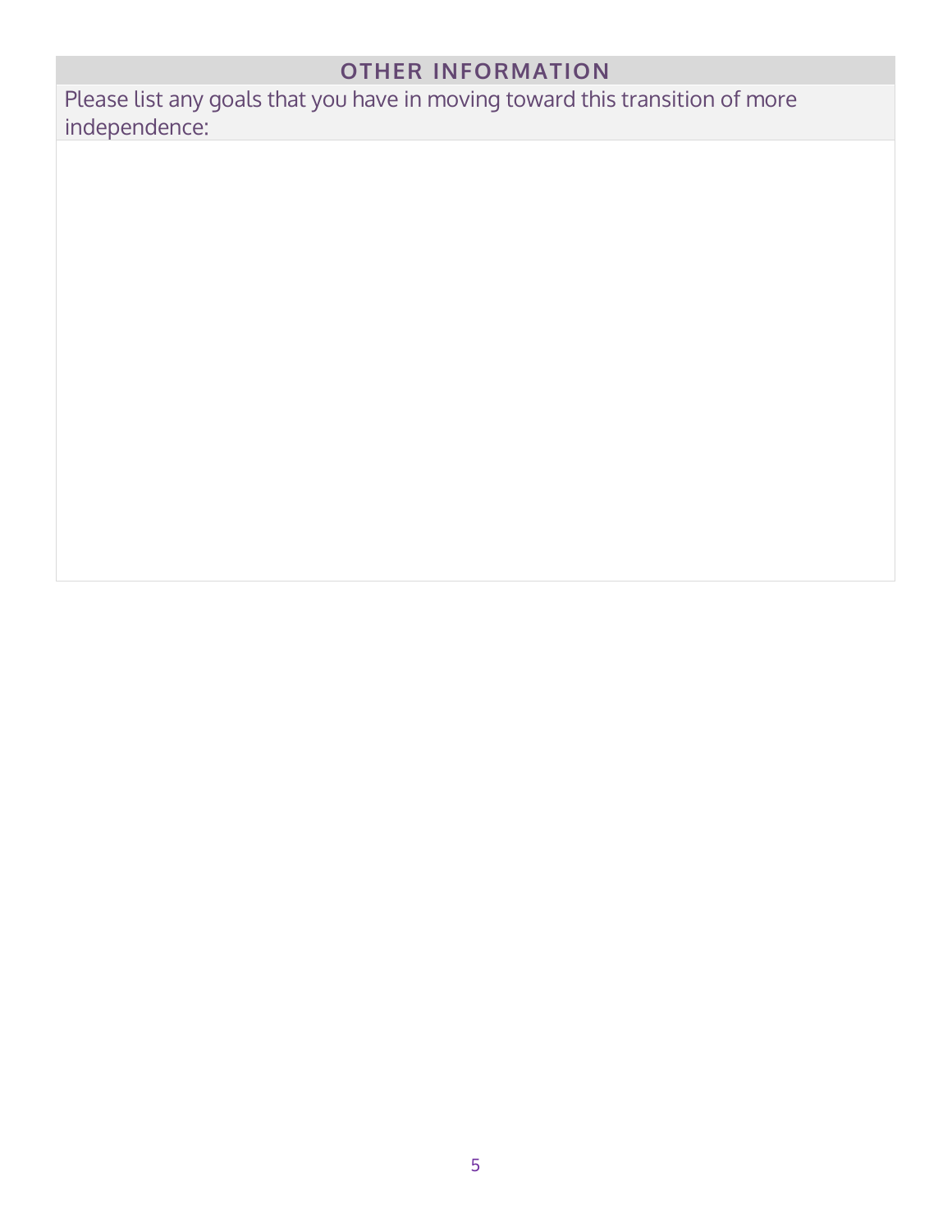## OTHER INFORMATION

| Please list any goals that you have in moving toward this transition of more independence: |
| --- |
| |